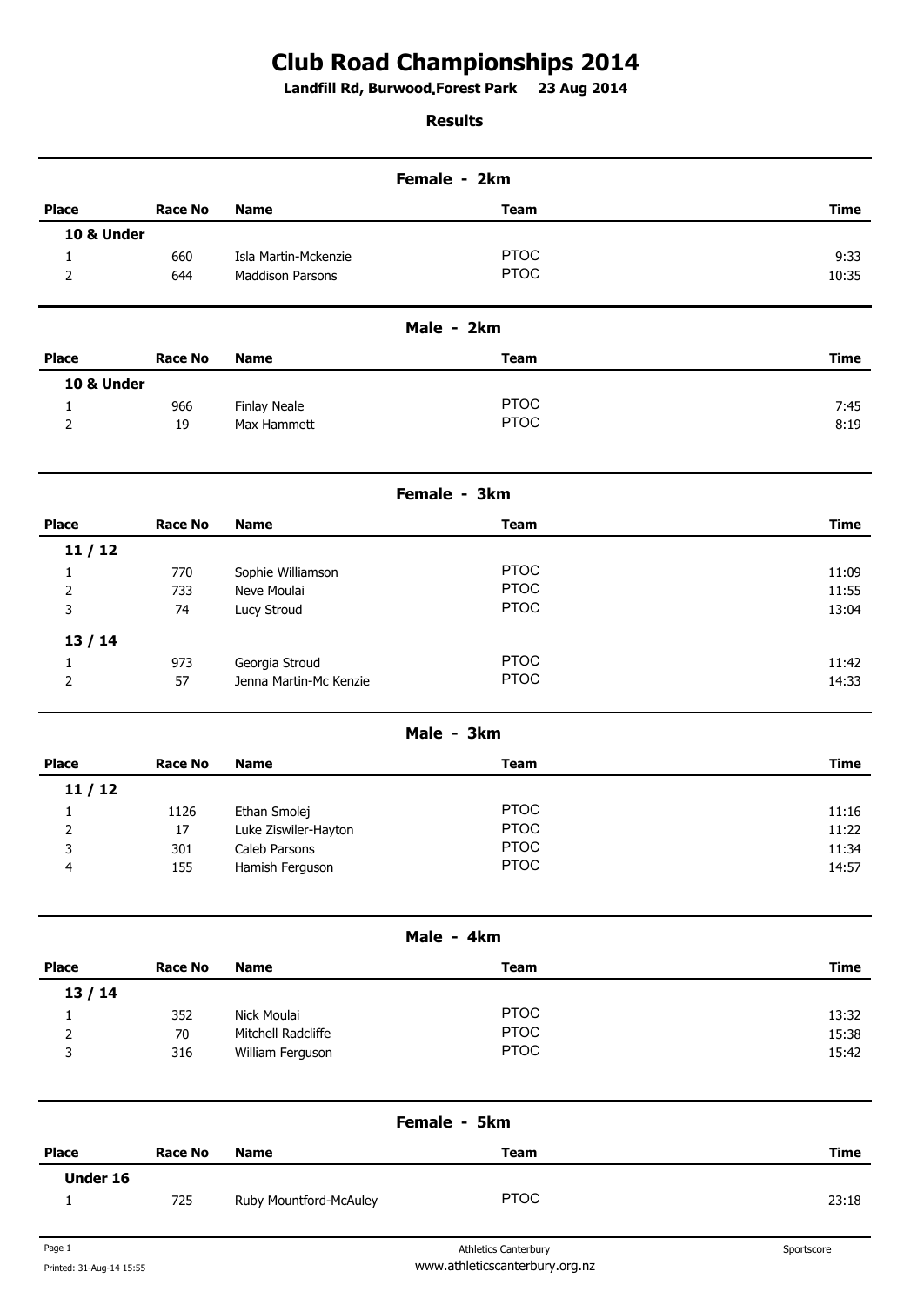# Club Road Championships 2014

**Landfill Rd, Burwood,Forest Park 23 Aug 2014**

**Results**

## Female - 2km

| Place | Race No | Name | Team | Time |
|---|---|---|---|---|
| **10 & Under** | | | | |
| 1 | 660 | Isla Martin-Mckenzie | PTOC | 9:33 |
| 2 | 644 | Maddison Parsons | PTOC | 10:35 |

## Male - 2km

| Place | Race No | Name | Team | Time |
|---|---|---|---|---|
| **10 & Under** | | | | |
| 1 | 966 | Finlay Neale | PTOC | 7:45 |
| 2 | 19 | Max Hammett | PTOC | 8:19 |

## Female - 3km

| Place | Race No | Name | Team | Time |
|---|---|---|---|---|
| **11 / 12** | | | | |
| 1 | 770 | Sophie Williamson | PTOC | 11:09 |
| 2 | 733 | Neve Moulai | PTOC | 11:55 |
| 3 | 74 | Lucy Stroud | PTOC | 13:04 |
| **13 / 14** | | | | |
| 1 | 973 | Georgia Stroud | PTOC | 11:42 |
| 2 | 57 | Jenna Martin-Mc Kenzie | PTOC | 14:33 |

## Male - 3km

| Place | Race No | Name | Team | Time |
|---|---|---|---|---|
| **11 / 12** | | | | |
| 1 | 1126 | Ethan Smolej | PTOC | 11:16 |
| 2 | 17 | Luke Ziswiler-Hayton | PTOC | 11:22 |
| 3 | 301 | Caleb Parsons | PTOC | 11:34 |
| 4 | 155 | Hamish Ferguson | PTOC | 14:57 |

## Male - 4km

| Place | Race No | Name | Team | Time |
|---|---|---|---|---|
| **13 / 14** | | | | |
| 1 | 352 | Nick Moulai | PTOC | 13:32 |
| 2 | 70 | Mitchell Radcliffe | PTOC | 15:38 |
| 3 | 316 | William Ferguson | PTOC | 15:42 |

## Female - 5km

| Place | Race No | Name | Team | Time |
|---|---|---|---|---|
| **Under 16** | | | | |
| 1 | 725 | Ruby Mountford-McAuley | PTOC | 23:18 |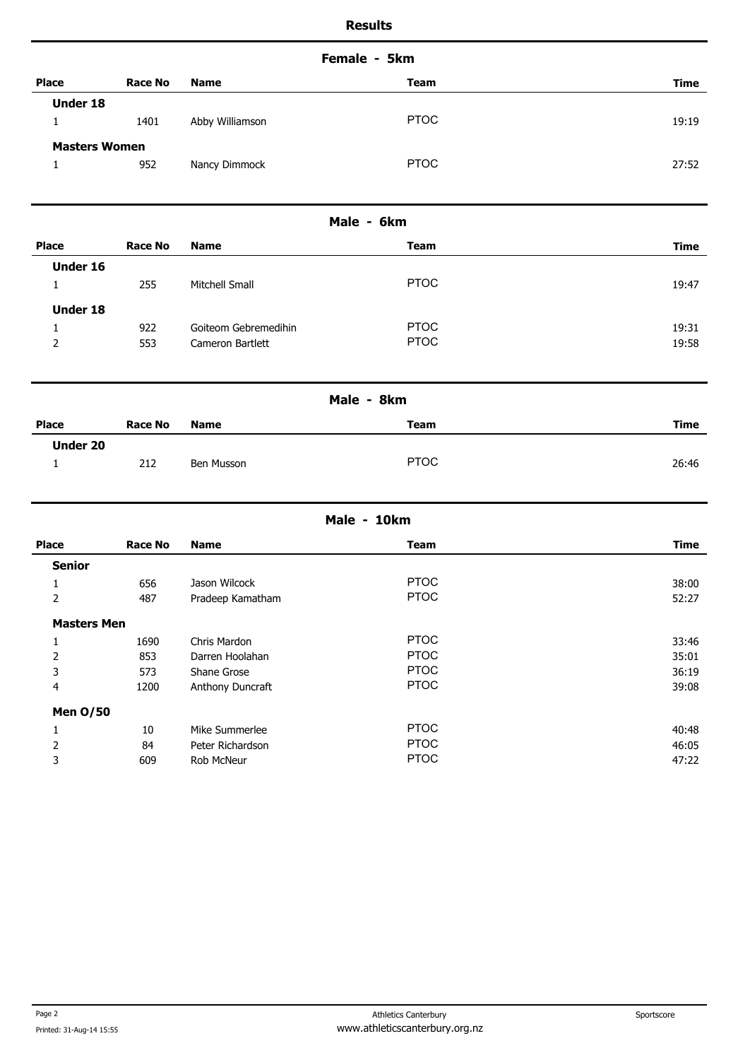# Results

## Female - 5km

| Place | Race No | Name | Team | Time |
|---|---|---|---|---|
| **Under 18** | | | | |
| 1 | 1401 | Abby Williamson | PTOC | 19:19 |
| **Masters Women** | | | | |
| 1 | 952 | Nancy Dimmock | PTOC | 27:52 |

## Male - 6km

| Place | Race No | Name | Team | Time |
|---|---|---|---|---|
| **Under 16** | | | | |
| 1 | 255 | Mitchell Small | PTOC | 19:47 |
| **Under 18** | | | | |
| 1 | 922 | Goiteom Gebremedihin | PTOC | 19:31 |
| 2 | 553 | Cameron Bartlett | PTOC | 19:58 |

## Male - 8km

| Place | Race No | Name | Team | Time |
|---|---|---|---|---|
| **Under 20** | | | | |
| 1 | 212 | Ben Musson | PTOC | 26:46 |

## Male - 10km

| Place | Race No | Name | Team | Time |
|---|---|---|---|---|
| **Senior** | | | | |
| 1 | 656 | Jason Wilcock | PTOC | 38:00 |
| 2 | 487 | Pradeep Kamatham | PTOC | 52:27 |
| **Masters Men** | | | | |
| 1 | 1690 | Chris Mardon | PTOC | 33:46 |
| 2 | 853 | Darren Hoolahan | PTOC | 35:01 |
| 3 | 573 | Shane Grose | PTOC | 36:19 |
| 4 | 1200 | Anthony Duncraft | PTOC | 39:08 |
| **Men O/50** | | | | |
| 1 | 10 | Mike Summerlee | PTOC | 40:48 |
| 2 | 84 | Peter Richardson | PTOC | 46:05 |
| 3 | 609 | Rob McNeur | PTOC | 47:22 |